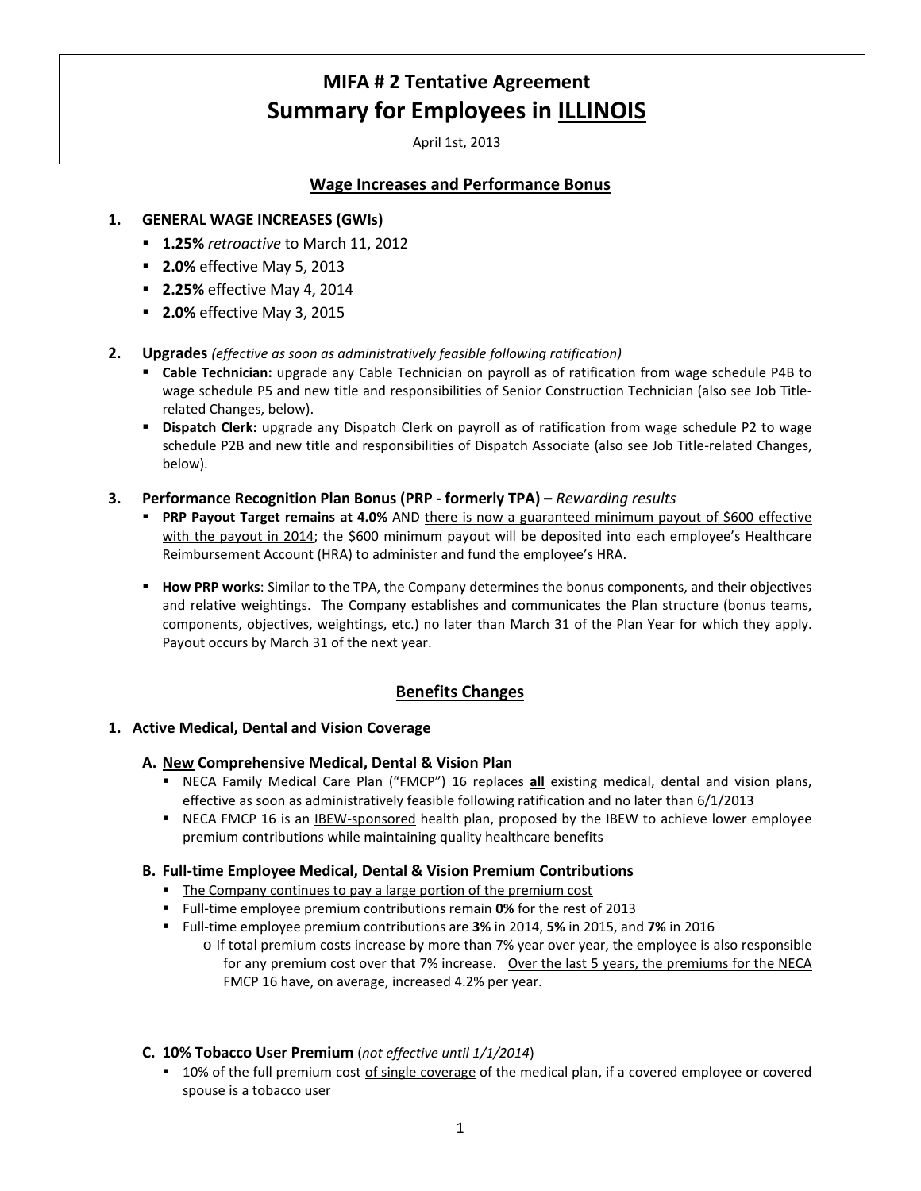# MIFA # 2 Tentative Agreement

# Summary for Employees in ILLINOIS

April 1st, 2013

## Wage Increases and Performance Bonus

1. **GENERAL WAGE INCREASES (GWIs)**
   - **1.25%** *retroactive* to March 11, 2012
   - **2.0%** effective May 5, 2013
   - **2.25%** effective May 4, 2014
   - **2.0%** effective May 3, 2015

2. **Upgrades** *(effective as soon as administratively feasible following ratification)*
   - **Cable Technician:** upgrade any Cable Technician on payroll as of ratification from wage schedule P4B to wage schedule P5 and new title and responsibilities of Senior Construction Technician (also see Job Title-related Changes, below).
   - **Dispatch Clerk:** upgrade any Dispatch Clerk on payroll as of ratification from wage schedule P2 to wage schedule P2B and new title and responsibilities of Dispatch Associate (also see Job Title-related Changes, below).

3. **Performance Recognition Plan Bonus (PRP - formerly TPA) –** *Rewarding results*
   - **PRP Payout Target remains at 4.0%** AND there is now a guaranteed minimum payout of $600 effective with the payout in 2014; the $600 minimum payout will be deposited into each employee's Healthcare Reimbursement Account (HRA) to administer and fund the employee's HRA.
   - **How PRP works**: Similar to the TPA, the Company determines the bonus components, and their objectives and relative weightings. The Company establishes and communicates the Plan structure (bonus teams, components, objectives, weightings, etc.) no later than March 31 of the Plan Year for which they apply. Payout occurs by March 31 of the next year.

## Benefits Changes

### 1. Active Medical, Dental and Vision Coverage

#### A. New Comprehensive Medical, Dental & Vision Plan

- NECA Family Medical Care Plan ("FMCP") 16 replaces **all** existing medical, dental and vision plans, effective as soon as administratively feasible following ratification and no later than 6/1/2013
- NECA FMCP 16 is an IBEW-sponsored health plan, proposed by the IBEW to achieve lower employee premium contributions while maintaining quality healthcare benefits

#### B. Full-time Employee Medical, Dental & Vision Premium Contributions

- The Company continues to pay a large portion of the premium cost
- Full-time employee premium contributions remain **0%** for the rest of 2013
- Full-time employee premium contributions are **3%** in 2014, **5%** in 2015, and **7%** in 2016
  - If total premium costs increase by more than 7% year over year, the employee is also responsible for any premium cost over that 7% increase. Over the last 5 years, the premiums for the NECA FMCP 16 have, on average, increased 4.2% per year.

#### C. 10% Tobacco User Premium (*not effective until 1/1/2014*)

- 10% of the full premium cost of single coverage of the medical plan, if a covered employee or covered spouse is a tobacco user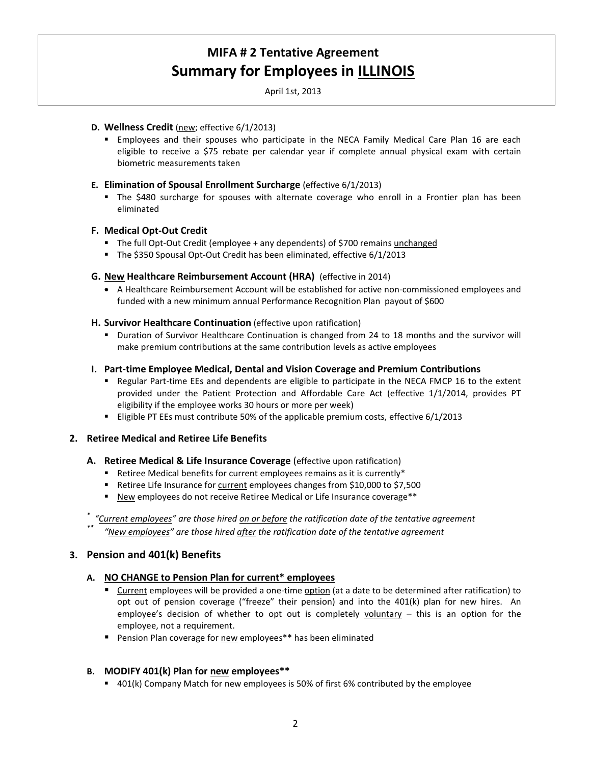# MIFA # 2 Tentative Agreement
## Summary for Employees in ILLINOIS

April 1st, 2013

**D. Wellness Credit** (new; effective 6/1/2013)

- Employees and their spouses who participate in the NECA Family Medical Care Plan 16 are each eligible to receive a $75 rebate per calendar year if complete annual physical exam with certain biometric measurements taken

**E. Elimination of Spousal Enrollment Surcharge** (effective 6/1/2013)

- The $480 surcharge for spouses with alternate coverage who enroll in a Frontier plan has been eliminated

**F. Medical Opt-Out Credit**

- The full Opt-Out Credit (employee + any dependents) of $700 remains unchanged
- The $350 Spousal Opt-Out Credit has been eliminated, effective 6/1/2013

**G. New Healthcare Reimbursement Account (HRA)** (effective in 2014)

- A Healthcare Reimbursement Account will be established for active non-commissioned employees and funded with a new minimum annual Performance Recognition Plan payout of $600

**H. Survivor Healthcare Continuation** (effective upon ratification)

- Duration of Survivor Healthcare Continuation is changed from 24 to 18 months and the survivor will make premium contributions at the same contribution levels as active employees

**I. Part-time Employee Medical, Dental and Vision Coverage and Premium Contributions**

- Regular Part-time EEs and dependents are eligible to participate in the NECA FMCP 16 to the extent provided under the Patient Protection and Affordable Care Act (effective 1/1/2014, provides PT eligibility if the employee works 30 hours or more per week)
- Eligible PT EEs must contribute 50% of the applicable premium costs, effective 6/1/2013

## 2. Retiree Medical and Retiree Life Benefits

**A. Retiree Medical & Life Insurance Coverage** (effective upon ratification)

- Retiree Medical benefits for current employees remains as it is currently*
- Retiree Life Insurance for current employees changes from $10,000 to $7,500
- New employees do not receive Retiree Medical or Life Insurance coverage**

\* *"Current employees" are those hired on or before the ratification date of the tentative agreement*

\*\* *"New employees" are those hired after the ratification date of the tentative agreement*

## 3. Pension and 401(k) Benefits

**A. NO CHANGE to Pension Plan for current* employees**

- Current employees will be provided a one-time option (at a date to be determined after ratification) to opt out of pension coverage ("freeze" their pension) and into the 401(k) plan for new hires. An employee's decision of whether to opt out is completely voluntary – this is an option for the employee, not a requirement.
- Pension Plan coverage for new employees** has been eliminated

**B. MODIFY 401(k) Plan for new employees****

- 401(k) Company Match for new employees is 50% of first 6% contributed by the employee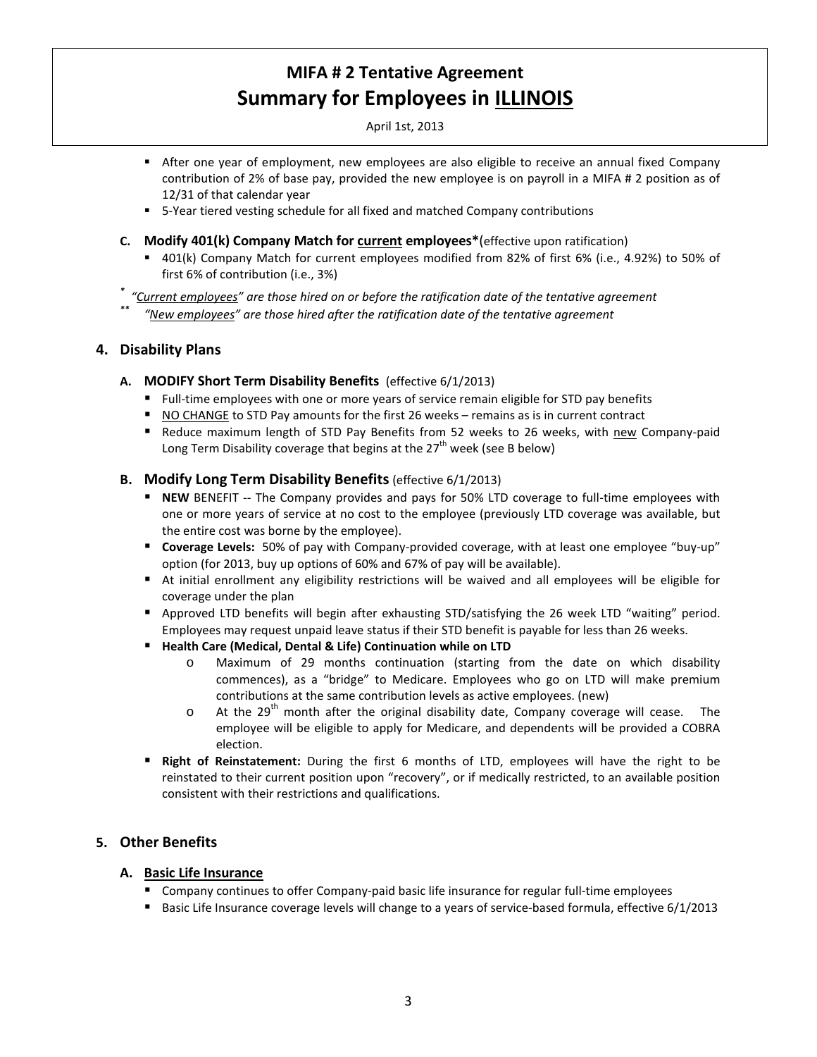- After one year of employment, new employees are also eligible to receive an annual fixed Company contribution of 2% of base pay, provided the new employee is on payroll in a MIFA # 2 position as of 12/31 of that calendar year
- 5-Year tiered vesting schedule for all fixed and matched Company contributions

**C. Modify 401(k) Company Match for <u>current</u> employees\***(effective upon ratification)

- 401(k) Company Match for current employees modified from 82% of first 6% (i.e., 4.92%) to 50% of first 6% of contribution (i.e., 3%)

\* *"<u>Current employees</u>" are those hired on or before the ratification date of the tentative agreement*

\*\* *"<u>New employees</u>" are those hired after the ratification date of the tentative agreement*

## 4. Disability Plans

### A. MODIFY Short Term Disability Benefits (effective 6/1/2013)

- Full-time employees with one or more years of service remain eligible for STD pay benefits
- <u>NO CHANGE</u> to STD Pay amounts for the first 26 weeks – remains as is in current contract
- Reduce maximum length of STD Pay Benefits from 52 weeks to 26 weeks, with <u>new</u> Company-paid Long Term Disability coverage that begins at the 27th week (see B below)

### B. Modify Long Term Disability Benefits (effective 6/1/2013)

- **NEW** BENEFIT -- The Company provides and pays for 50% LTD coverage to full-time employees with one or more years of service at no cost to the employee (previously LTD coverage was available, but the entire cost was borne by the employee).
- **Coverage Levels:** 50% of pay with Company-provided coverage, with at least one employee "buy-up" option (for 2013, buy up options of 60% and 67% of pay will be available).
- At initial enrollment any eligibility restrictions will be waived and all employees will be eligible for coverage under the plan
- Approved LTD benefits will begin after exhausting STD/satisfying the 26 week LTD "waiting" period. Employees may request unpaid leave status if their STD benefit is payable for less than 26 weeks.
- **Health Care (Medical, Dental & Life) Continuation while on LTD**
  - Maximum of 29 months continuation (starting from the date on which disability commences), as a "bridge" to Medicare. Employees who go on LTD will make premium contributions at the same contribution levels as active employees. (new)
  - At the 29th month after the original disability date, Company coverage will cease. The employee will be eligible to apply for Medicare, and dependents will be provided a COBRA election.
- **Right of Reinstatement:** During the first 6 months of LTD, employees will have the right to be reinstated to their current position upon "recovery", or if medically restricted, to an available position consistent with their restrictions and qualifications.

## 5. Other Benefits

### A. <u>Basic Life Insurance</u>

- Company continues to offer Company-paid basic life insurance for regular full-time employees
- Basic Life Insurance coverage levels will change to a years of service-based formula, effective 6/1/2013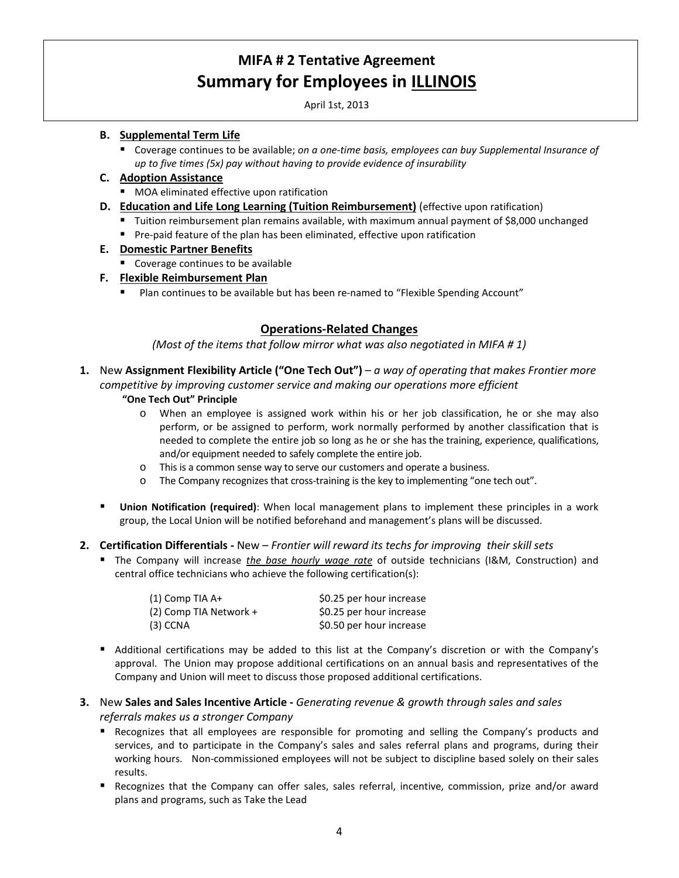# MIFA # 2 Tentative Agreement
## Summary for Employees in ILLINOIS

April 1st, 2013

**B. Supplemental Term Life**

- Coverage continues to be available; *on a one-time basis, employees can buy Supplemental Insurance of up to five times (5x) pay without having to provide evidence of insurability*

**C. Adoption Assistance**

- MOA eliminated effective upon ratification

**D. Education and Life Long Learning (Tuition Reimbursement)** (effective upon ratification)

- Tuition reimbursement plan remains available, with maximum annual payment of $8,000 unchanged
- Pre-paid feature of the plan has been eliminated, effective upon ratification

**E. Domestic Partner Benefits**

- Coverage continues to be available

**F. Flexible Reimbursement Plan**

- Plan continues to be available but has been re-named to "Flexible Spending Account"

## Operations-Related Changes

*(Most of the items that follow mirror what was also negotiated in MIFA # 1)*

1. New **Assignment Flexibility Article ("One Tech Out")** – *a way of operating that makes Frontier more competitive by improving customer service and making our operations more efficient*

   **"One Tech Out" Principle**

   - When an employee is assigned work within his or her job classification, he or she may also perform, or be assigned to perform, work normally performed by another classification that is needed to complete the entire job so long as he or she has the training, experience, qualifications, and/or equipment needed to safely complete the entire job.
   - This is a common sense way to serve our customers and operate a business.
   - The Company recognizes that cross-training is the key to implementing "one tech out".

   - **Union Notification (required)**: When local management plans to implement these principles in a work group, the Local Union will be notified beforehand and management's plans will be discussed.

2. **Certification Differentials -** New – *Frontier will reward its techs for improving their skill sets*

   - The Company will increase *the base hourly wage rate* of outside technicians (I&M, Construction) and central office technicians who achieve the following certification(s):

     | Certification | Increase |
     |---|---|
     | (1) Comp TIA A+ | $0.25 per hour increase |
     | (2) Comp TIA Network + | $0.25 per hour increase |
     | (3) CCNA | $0.50 per hour increase |

   - Additional certifications may be added to this list at the Company's discretion or with the Company's approval. The Union may propose additional certifications on an annual basis and representatives of the Company and Union will meet to discuss those proposed additional certifications.

3. New **Sales and Sales Incentive Article -** *Generating revenue & growth through sales and sales referrals makes us a stronger Company*

   - Recognizes that all employees are responsible for promoting and selling the Company's products and services, and to participate in the Company's sales and sales referral plans and programs, during their working hours. Non-commissioned employees will not be subject to discipline based solely on their sales results.
   - Recognizes that the Company can offer sales, sales referral, incentive, commission, prize and/or award plans and programs, such as Take the Lead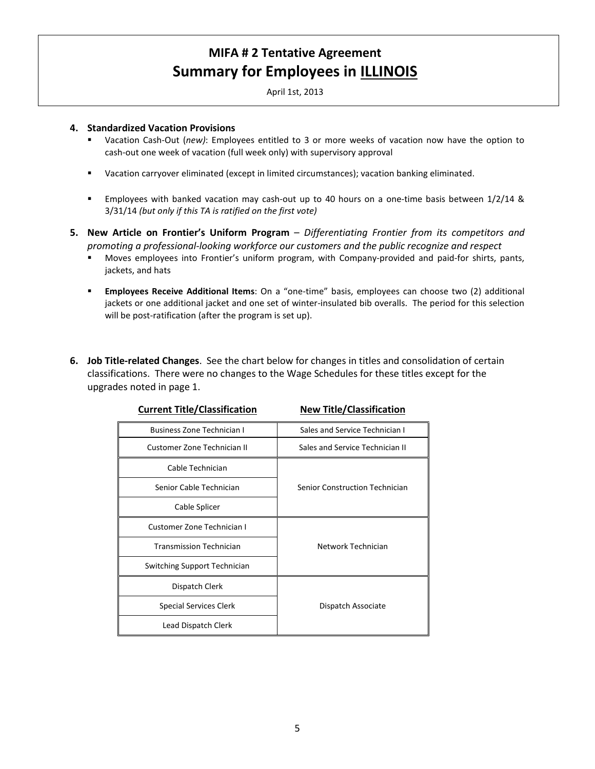# MIFA # 2 Tentative Agreement
## Summary for Employees in ILLINOIS

April 1st, 2013

**4. Standardized Vacation Provisions**

- Vacation Cash-Out (*new)*: Employees entitled to 3 or more weeks of vacation now have the option to cash-out one week of vacation (full week only) with supervisory approval
- Vacation carryover eliminated (except in limited circumstances); vacation banking eliminated.
- Employees with banked vacation may cash-out up to 40 hours on a one-time basis between 1/2/14 & 3/31/14 *(but only if this TA is ratified on the first vote)*

**5. New Article on Frontier's Uniform Program** – *Differentiating Frontier from its competitors and promoting a professional-looking workforce our customers and the public recognize and respect*

- Moves employees into Frontier's uniform program, with Company-provided and paid-for shirts, pants, jackets, and hats
- **Employees Receive Additional Items**: On a "one-time" basis, employees can choose two (2) additional jackets or one additional jacket and one set of winter-insulated bib overalls. The period for this selection will be post-ratification (after the program is set up).

**6. Job Title-related Changes**. See the chart below for changes in titles and consolidation of certain classifications. There were no changes to the Wage Schedules for these titles except for the upgrades noted in page 1.

| Current Title/Classification | New Title/Classification |
|---|---|
| Business Zone Technician I | Sales and Service Technician I |
| Customer Zone Technician II | Sales and Service Technician II |
| Cable Technician | Senior Construction Technician |
| Senior Cable Technician | |
| Cable Splicer | |
| Customer Zone Technician I | Network Technician |
| Transmission Technician | |
| Switching Support Technician | |
| Dispatch Clerk | Dispatch Associate |
| Special Services Clerk | |
| Lead Dispatch Clerk | |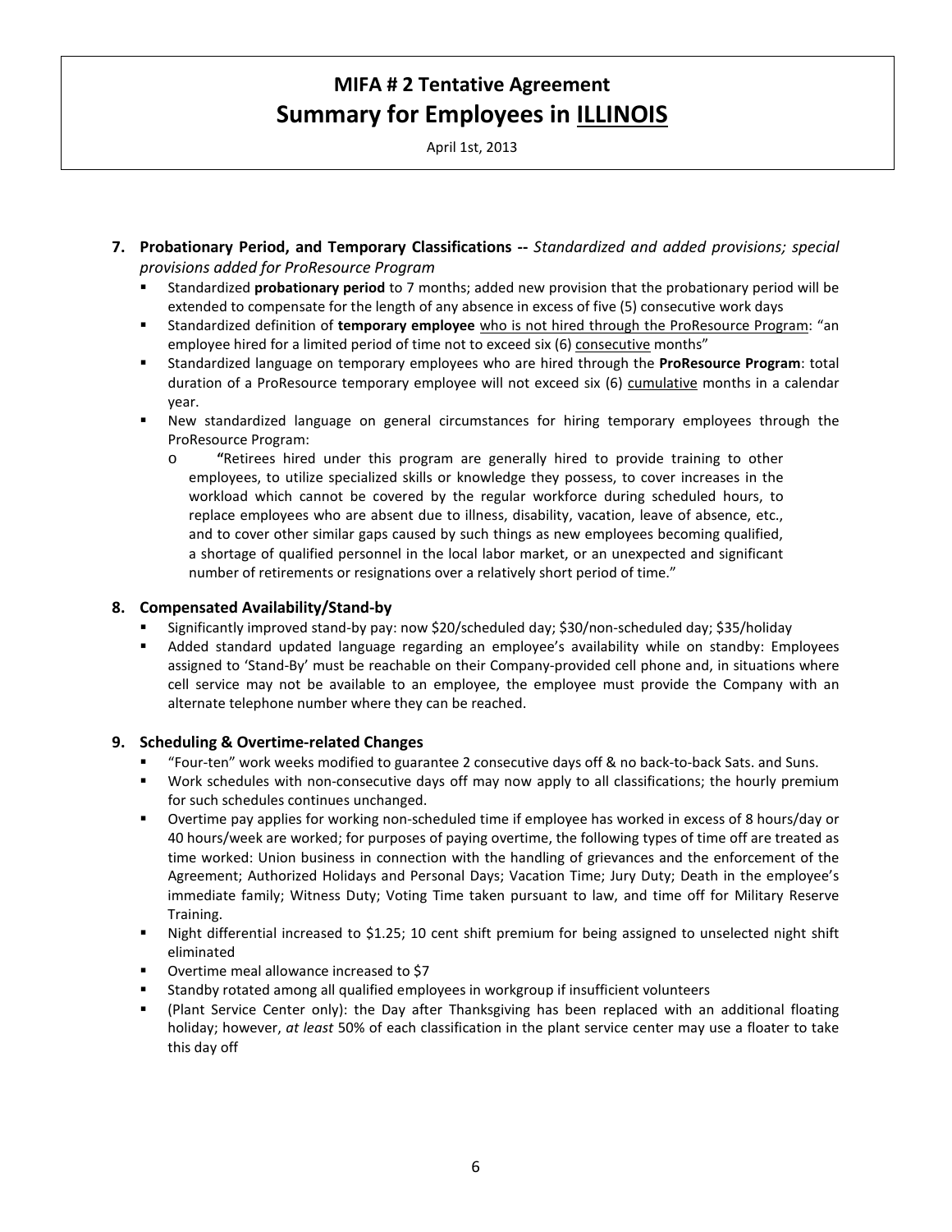**7. Probationary Period, and Temporary Classifications --** *Standardized and added provisions; special provisions added for ProResource Program*

- Standardized **probationary period** to 7 months; added new provision that the probationary period will be extended to compensate for the length of any absence in excess of five (5) consecutive work days
- Standardized definition of **temporary employee** <u>who is not hired through the ProResource Program</u>: "an employee hired for a limited period of time not to exceed six (6) <u>consecutive</u> months"
- Standardized language on temporary employees who are hired through the **ProResource Program**: total duration of a ProResource temporary employee will not exceed six (6) <u>cumulative</u> months in a calendar year.
- New standardized language on general circumstances for hiring temporary employees through the ProResource Program:
  - **"**Retirees hired under this program are generally hired to provide training to other employees, to utilize specialized skills or knowledge they possess, to cover increases in the workload which cannot be covered by the regular workforce during scheduled hours, to replace employees who are absent due to illness, disability, vacation, leave of absence, etc., and to cover other similar gaps caused by such things as new employees becoming qualified, a shortage of qualified personnel in the local labor market, or an unexpected and significant number of retirements or resignations over a relatively short period of time."

**8. Compensated Availability/Stand-by**

- Significantly improved stand-by pay: now $20/scheduled day; $30/non-scheduled day; $35/holiday
- Added standard updated language regarding an employee's availability while on standby: Employees assigned to 'Stand-By' must be reachable on their Company-provided cell phone and, in situations where cell service may not be available to an employee, the employee must provide the Company with an alternate telephone number where they can be reached.

**9. Scheduling & Overtime-related Changes**

- "Four-ten" work weeks modified to guarantee 2 consecutive days off & no back-to-back Sats. and Suns.
- Work schedules with non-consecutive days off may now apply to all classifications; the hourly premium for such schedules continues unchanged.
- Overtime pay applies for working non-scheduled time if employee has worked in excess of 8 hours/day or 40 hours/week are worked; for purposes of paying overtime, the following types of time off are treated as time worked: Union business in connection with the handling of grievances and the enforcement of the Agreement; Authorized Holidays and Personal Days; Vacation Time; Jury Duty; Death in the employee's immediate family; Witness Duty; Voting Time taken pursuant to law, and time off for Military Reserve Training.
- Night differential increased to $1.25; 10 cent shift premium for being assigned to unselected night shift eliminated
- Overtime meal allowance increased to $7
- Standby rotated among all qualified employees in workgroup if insufficient volunteers
- (Plant Service Center only): the Day after Thanksgiving has been replaced with an additional floating holiday; however, *at least* 50% of each classification in the plant service center may use a floater to take this day off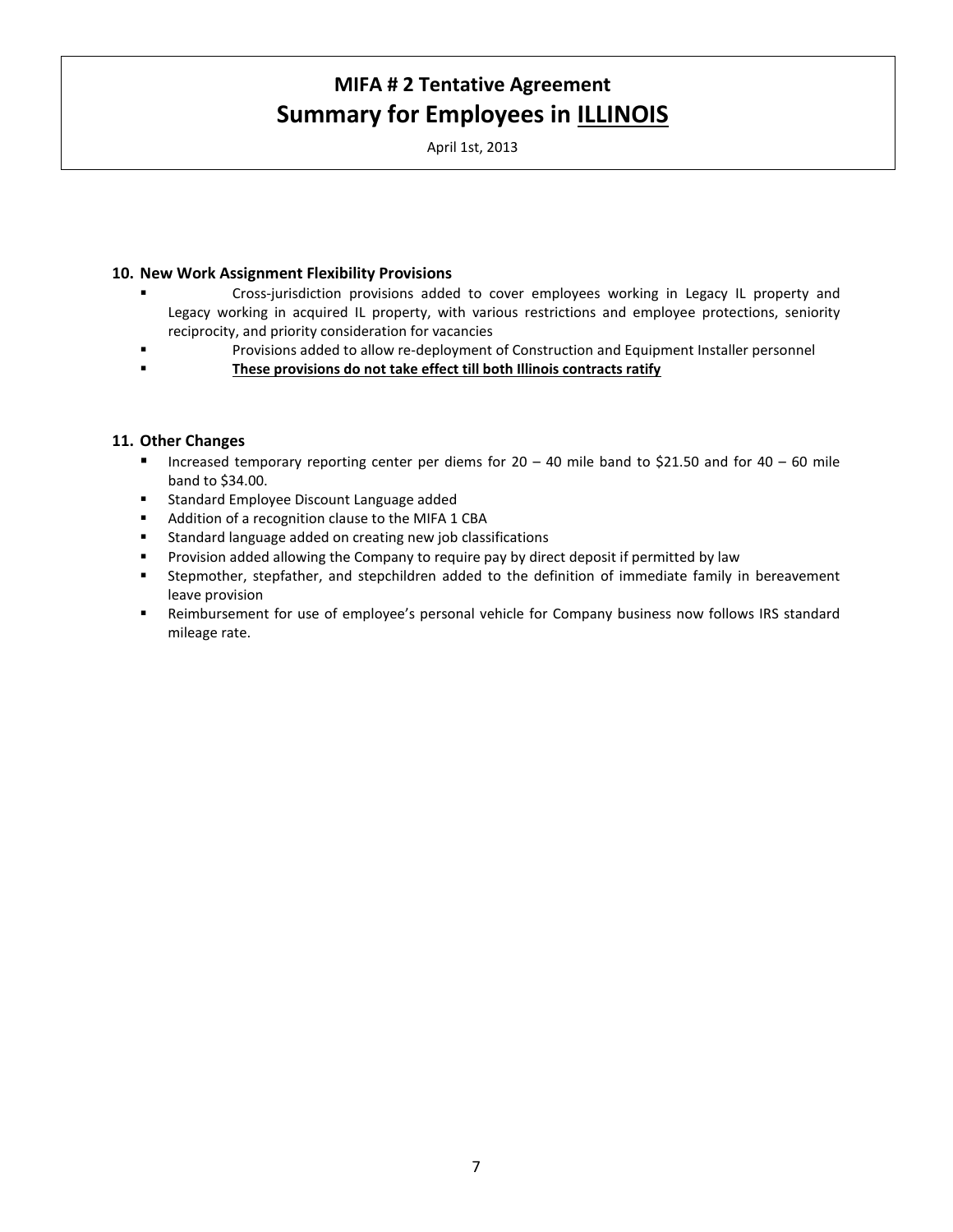# MIFA # 2 Tentative Agreement
## Summary for Employees in ILLINOIS

April 1st, 2013

### 10. New Work Assignment Flexibility Provisions

- Cross-jurisdiction provisions added to cover employees working in Legacy IL property and Legacy working in acquired IL property, with various restrictions and employee protections, seniority reciprocity, and priority consideration for vacancies
- Provisions added to allow re-deployment of Construction and Equipment Installer personnel
- **These provisions do not take effect till both Illinois contracts ratify**

### 11. Other Changes

- Increased temporary reporting center per diems for 20 – 40 mile band to $21.50 and for 40 – 60 mile band to $34.00.
- Standard Employee Discount Language added
- Addition of a recognition clause to the MIFA 1 CBA
- Standard language added on creating new job classifications
- Provision added allowing the Company to require pay by direct deposit if permitted by law
- Stepmother, stepfather, and stepchildren added to the definition of immediate family in bereavement leave provision
- Reimbursement for use of employee's personal vehicle for Company business now follows IRS standard mileage rate.